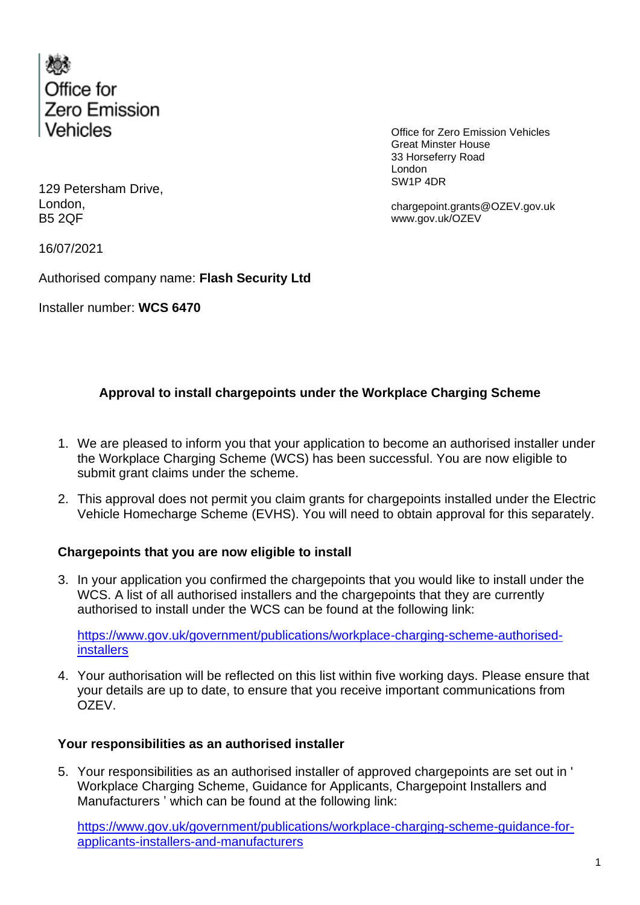Office for Zero Emission Vehicles

Office for Zero Emission Vehicles
Great Minster House
33 Horseferry Road
London
SW1P 4DR

chargepoint.grants@OZEV.gov.uk
www.gov.uk/OZEV

129 Petersham Drive,
London,
B5 2QF

16/07/2021

Authorised company name: **Flash Security Ltd**

Installer number: **WCS 6470**

**Approval to install chargepoints under the Workplace Charging Scheme**

1. We are pleased to inform you that your application to become an authorised installer under the Workplace Charging Scheme (WCS) has been successful. You are now eligible to submit grant claims under the scheme.

2. This approval does not permit you claim grants for chargepoints installed under the Electric Vehicle Homecharge Scheme (EVHS). You will need to obtain approval for this separately.

### Chargepoints that you are now eligible to install

3. In your application you confirmed the chargepoints that you would like to install under the WCS. A list of all authorised installers and the chargepoints that they are currently authorised to install under the WCS can be found at the following link:

   [https://www.gov.uk/government/publications/workplace-charging-scheme-authorised-installers](https://www.gov.uk/government/publications/workplace-charging-scheme-authorised-installers)

4. Your authorisation will be reflected on this list within five working days. Please ensure that your details are up to date, to ensure that you receive important communications from OZEV.

### Your responsibilities as an authorised installer

5. Your responsibilities as an authorised installer of approved chargepoints are set out in ' Workplace Charging Scheme, Guidance for Applicants, Chargepoint Installers and Manufacturers ' which can be found at the following link:

   [https://www.gov.uk/government/publications/workplace-charging-scheme-guidance-for-applicants-installers-and-manufacturers](https://www.gov.uk/government/publications/workplace-charging-scheme-guidance-for-applicants-installers-and-manufacturers)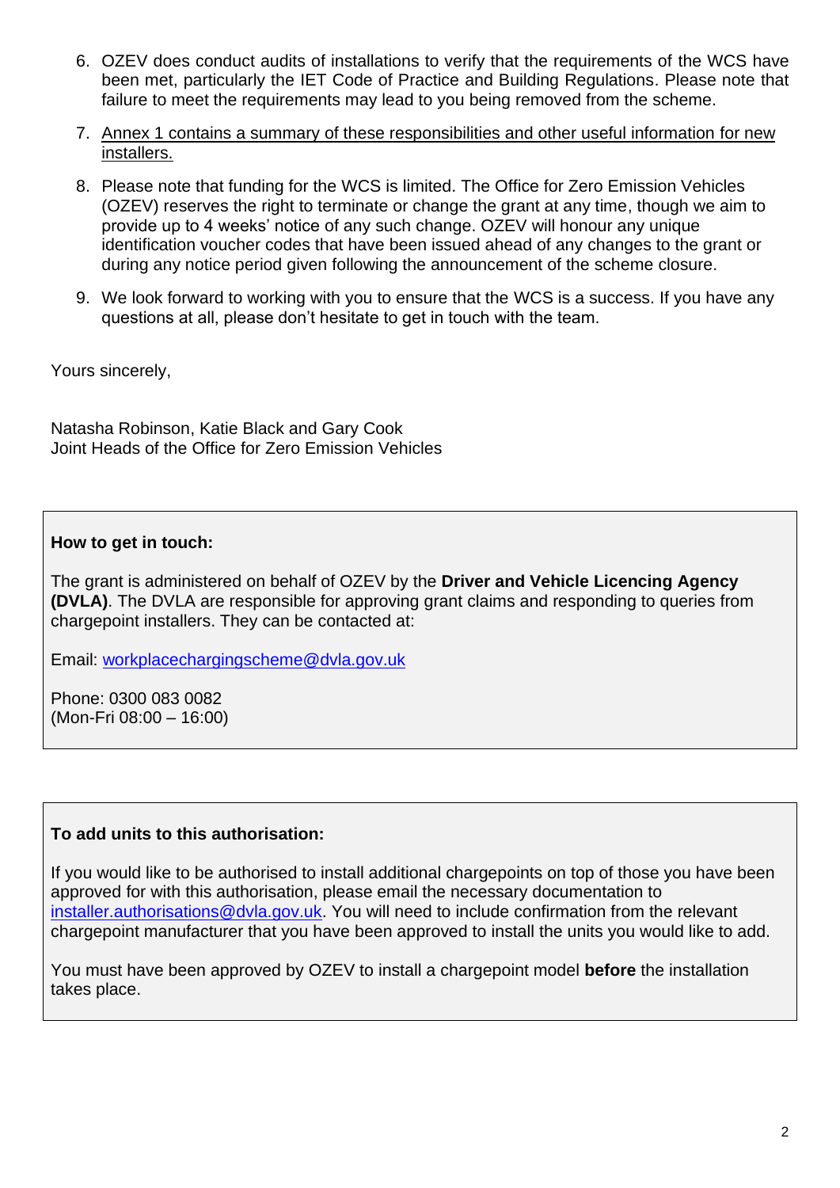6. OZEV does conduct audits of installations to verify that the requirements of the WCS have been met, particularly the IET Code of Practice and Building Regulations. Please note that failure to meet the requirements may lead to you being removed from the scheme.

7. Annex 1 contains a summary of these responsibilities and other useful information for new installers.

8. Please note that funding for the WCS is limited. The Office for Zero Emission Vehicles (OZEV) reserves the right to terminate or change the grant at any time, though we aim to provide up to 4 weeks' notice of any such change. OZEV will honour any unique identification voucher codes that have been issued ahead of any changes to the grant or during any notice period given following the announcement of the scheme closure.

9. We look forward to working with you to ensure that the WCS is a success. If you have any questions at all, please don't hesitate to get in touch with the team.

Yours sincerely,

Natasha Robinson, Katie Black and Gary Cook
Joint Heads of the Office for Zero Emission Vehicles

**How to get in touch:**

The grant is administered on behalf of OZEV by the **Driver and Vehicle Licencing Agency (DVLA)**. The DVLA are responsible for approving grant claims and responding to queries from chargepoint installers. They can be contacted at:

Email: workplacechargingscheme@dvla.gov.uk

Phone: 0300 083 0082
(Mon-Fri 08:00 – 16:00)

**To add units to this authorisation:**

If you would like to be authorised to install additional chargepoints on top of those you have been approved for with this authorisation, please email the necessary documentation to installer.authorisations@dvla.gov.uk. You will need to include confirmation from the relevant chargepoint manufacturer that you have been approved to install the units you would like to add.

You must have been approved by OZEV to install a chargepoint model **before** the installation takes place.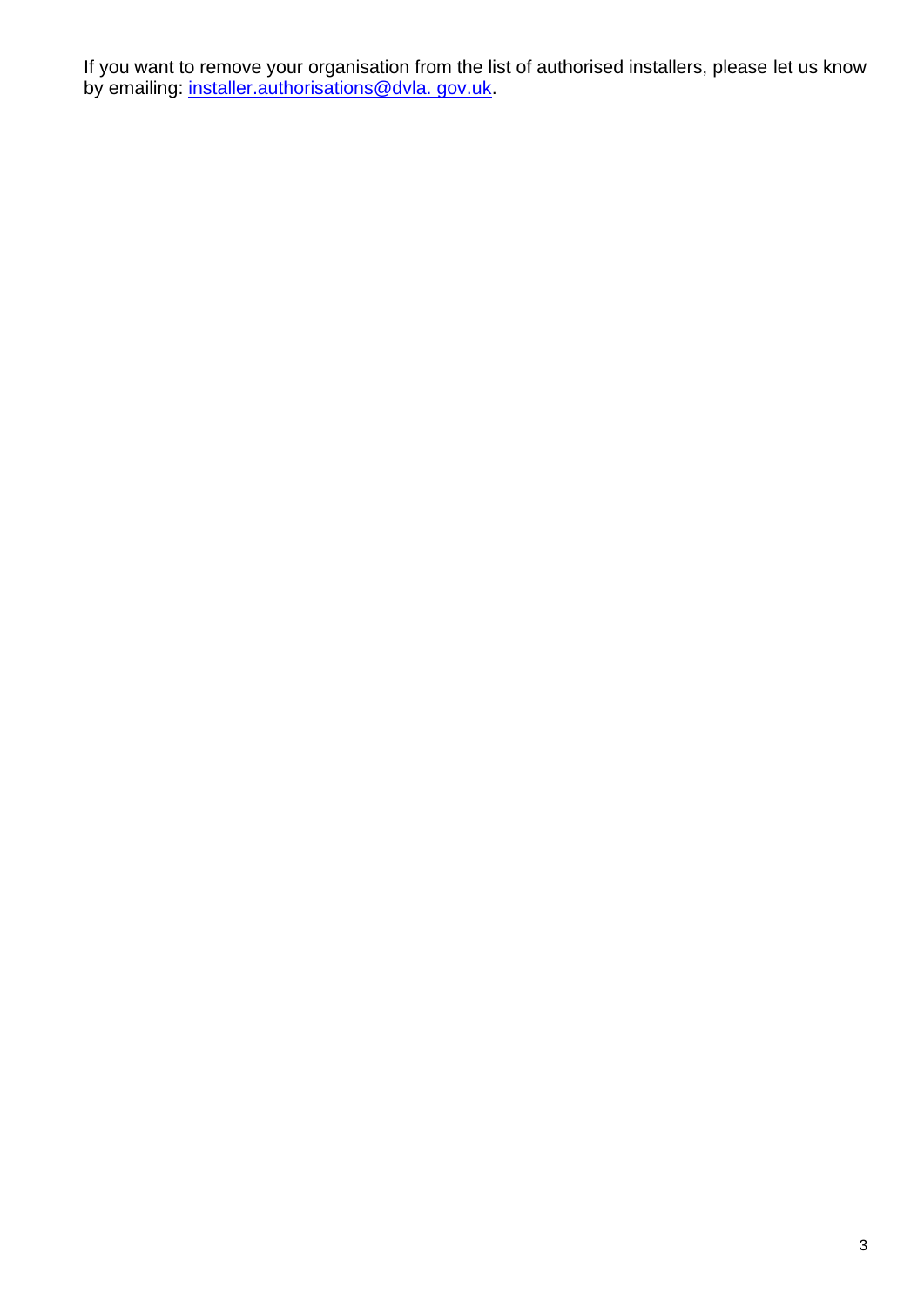If you want to remove your organisation from the list of authorised installers, please let us know by emailing: [installer.authorisations@dvla. gov.uk](mailto:installer.authorisations@dvla.gov.uk).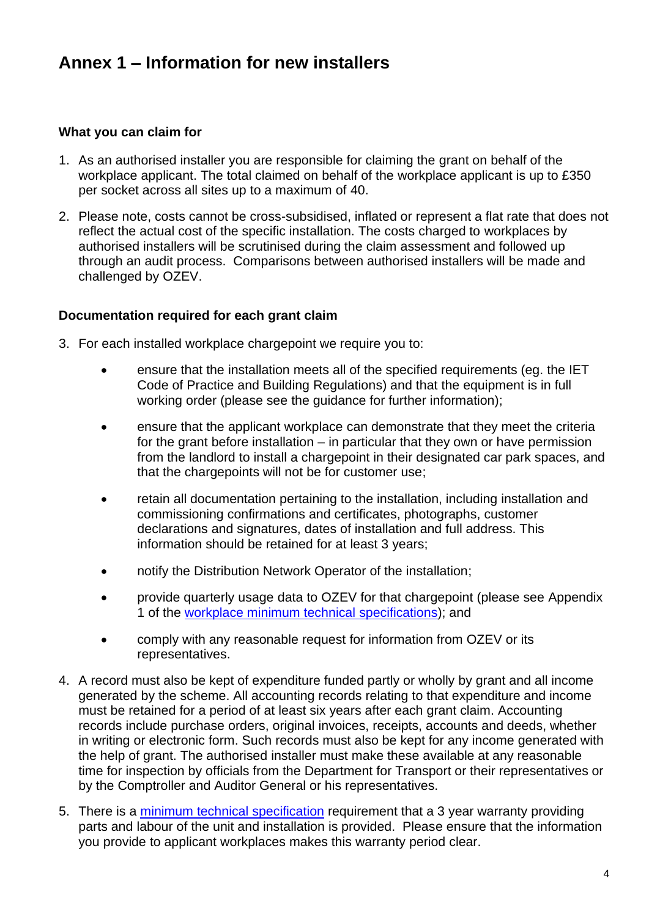# Annex 1 – Information for new installers

### What you can claim for

1. As an authorised installer you are responsible for claiming the grant on behalf of the workplace applicant. The total claimed on behalf of the workplace applicant is up to £350 per socket across all sites up to a maximum of 40.

2. Please note, costs cannot be cross-subsidised, inflated or represent a flat rate that does not reflect the actual cost of the specific installation. The costs charged to workplaces by authorised installers will be scrutinised during the claim assessment and followed up through an audit process. Comparisons between authorised installers will be made and challenged by OZEV.

### Documentation required for each grant claim

3. For each installed workplace chargepoint we require you to:

    - ensure that the installation meets all of the specified requirements (eg. the IET Code of Practice and Building Regulations) and that the equipment is in full working order (please see the guidance for further information);
    - ensure that the applicant workplace can demonstrate that they meet the criteria for the grant before installation – in particular that they own or have permission from the landlord to install a chargepoint in their designated car park spaces, and that the chargepoints will not be for customer use;
    - retain all documentation pertaining to the installation, including installation and commissioning confirmations and certificates, photographs, customer declarations and signatures, dates of installation and full address. This information should be retained for at least 3 years;
    - notify the Distribution Network Operator of the installation;
    - provide quarterly usage data to OZEV for that chargepoint (please see Appendix 1 of the workplace minimum technical specifications); and
    - comply with any reasonable request for information from OZEV or its representatives.

4. A record must also be kept of expenditure funded partly or wholly by grant and all income generated by the scheme. All accounting records relating to that expenditure and income must be retained for a period of at least six years after each grant claim. Accounting records include purchase orders, original invoices, receipts, accounts and deeds, whether in writing or electronic form. Such records must also be kept for any income generated with the help of grant. The authorised installer must make these available at any reasonable time for inspection by officials from the Department for Transport or their representatives or by the Comptroller and Auditor General or his representatives.

5. There is a minimum technical specification requirement that a 3 year warranty providing parts and labour of the unit and installation is provided. Please ensure that the information you provide to applicant workplaces makes this warranty period clear.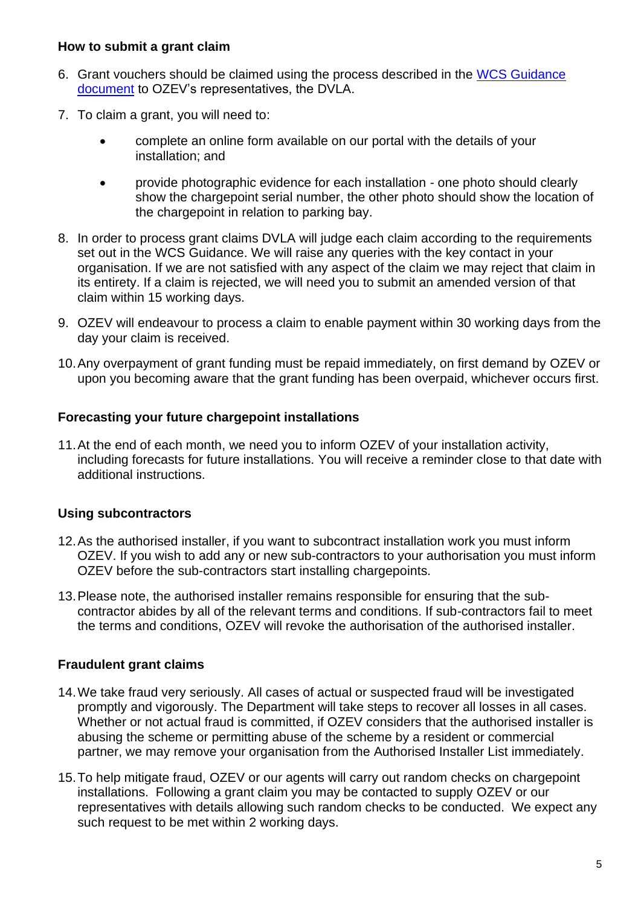**How to submit a grant claim**

6. Grant vouchers should be claimed using the process described in the [WCS Guidance document](WCS Guidance document) to OZEV's representatives, the DVLA.

7. To claim a grant, you will need to:

    - complete an online form available on our portal with the details of your installation; and

    - provide photographic evidence for each installation - one photo should clearly show the chargepoint serial number, the other photo should show the location of the chargepoint in relation to parking bay.

8. In order to process grant claims DVLA will judge each claim according to the requirements set out in the WCS Guidance. We will raise any queries with the key contact in your organisation. If we are not satisfied with any aspect of the claim we may reject that claim in its entirety. If a claim is rejected, we will need you to submit an amended version of that claim within 15 working days.

9. OZEV will endeavour to process a claim to enable payment within 30 working days from the day your claim is received.

10. Any overpayment of grant funding must be repaid immediately, on first demand by OZEV or upon you becoming aware that the grant funding has been overpaid, whichever occurs first.

**Forecasting your future chargepoint installations**

11. At the end of each month, we need you to inform OZEV of your installation activity, including forecasts for future installations. You will receive a reminder close to that date with additional instructions.

**Using subcontractors**

12. As the authorised installer, if you want to subcontract installation work you must inform OZEV. If you wish to add any or new sub-contractors to your authorisation you must inform OZEV before the sub-contractors start installing chargepoints.

13. Please note, the authorised installer remains responsible for ensuring that the sub-contractor abides by all of the relevant terms and conditions. If sub-contractors fail to meet the terms and conditions, OZEV will revoke the authorisation of the authorised installer.

**Fraudulent grant claims**

14. We take fraud very seriously. All cases of actual or suspected fraud will be investigated promptly and vigorously. The Department will take steps to recover all losses in all cases. Whether or not actual fraud is committed, if OZEV considers that the authorised installer is abusing the scheme or permitting abuse of the scheme by a resident or commercial partner, we may remove your organisation from the Authorised Installer List immediately.

15. To help mitigate fraud, OZEV or our agents will carry out random checks on chargepoint installations. Following a grant claim you may be contacted to supply OZEV or our representatives with details allowing such random checks to be conducted. We expect any such request to be met within 2 working days.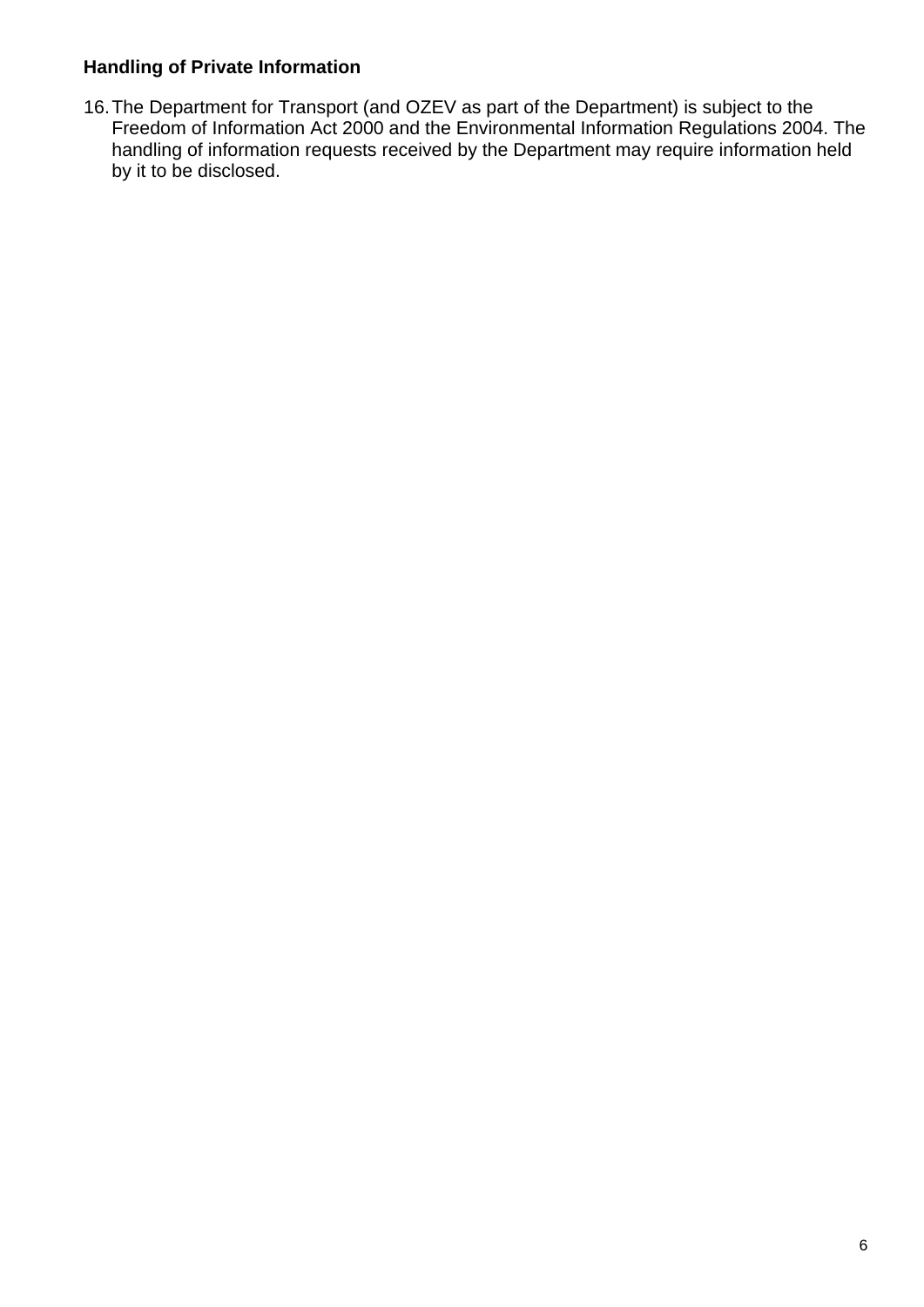### Handling of Private Information

16. The Department for Transport (and OZEV as part of the Department) is subject to the Freedom of Information Act 2000 and the Environmental Information Regulations 2004. The handling of information requests received by the Department may require information held by it to be disclosed.